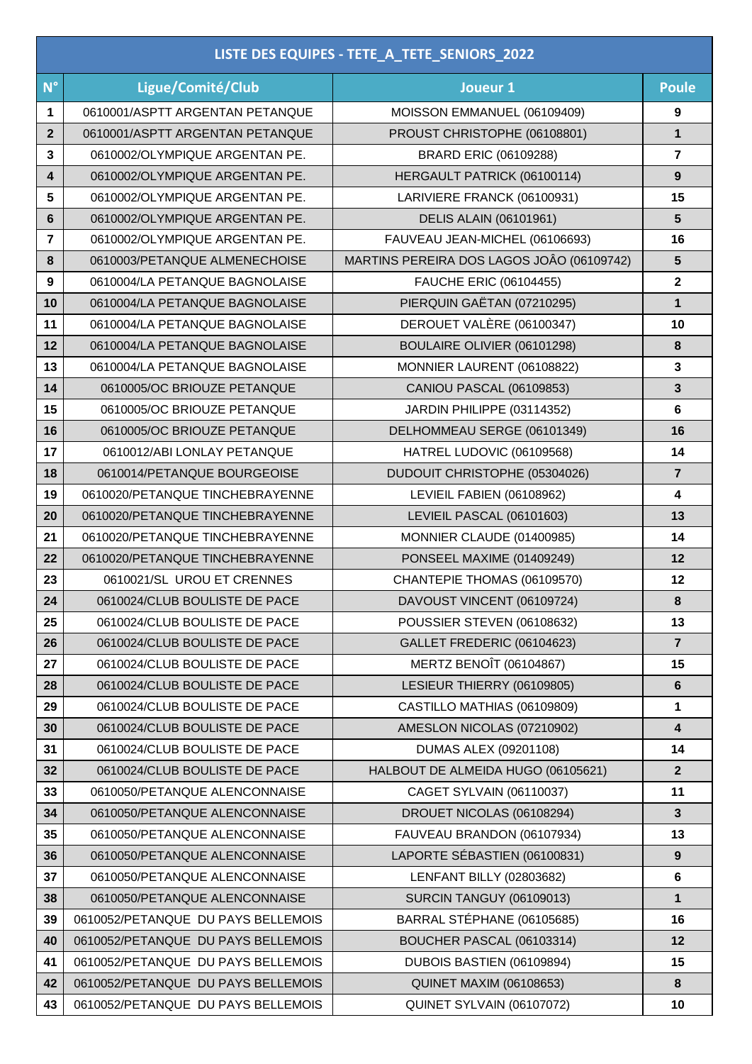| LISTE DES EQUIPES - TETE_A_TETE_SENIORS_2022 | | | |
|---|---|---|---|
| **N°** | **Ligue/Comité/Club** | **Joueur 1** | **Poule** |
| **1** | 0610001/ASPTT ARGENTAN PETANQUE | MOISSON EMMANUEL (06109409) | **9** |
| **2** | 0610001/ASPTT ARGENTAN PETANQUE | PROUST CHRISTOPHE (06108801) | **1** |
| **3** | 0610002/OLYMPIQUE ARGENTAN PE. | BRARD ERIC (06109288) | **7** |
| **4** | 0610002/OLYMPIQUE ARGENTAN PE. | HERGAULT PATRICK (06100114) | **9** |
| **5** | 0610002/OLYMPIQUE ARGENTAN PE. | LARIVIERE FRANCK (06100931) | **15** |
| **6** | 0610002/OLYMPIQUE ARGENTAN PE. | DELIS ALAIN (06101961) | **5** |
| **7** | 0610002/OLYMPIQUE ARGENTAN PE. | FAUVEAU JEAN-MICHEL (06106693) | **16** |
| **8** | 0610003/PETANQUE ALMENECHOISE | MARTINS PEREIRA DOS LAGOS JOÂO (06109742) | **5** |
| **9** | 0610004/LA PETANQUE BAGNOLAISE | FAUCHE ERIC (06104455) | **2** |
| **10** | 0610004/LA PETANQUE BAGNOLAISE | PIERQUIN GAËTAN (07210295) | **1** |
| **11** | 0610004/LA PETANQUE BAGNOLAISE | DEROUET VALÈRE (06100347) | **10** |
| **12** | 0610004/LA PETANQUE BAGNOLAISE | BOULAIRE OLIVIER (06101298) | **8** |
| **13** | 0610004/LA PETANQUE BAGNOLAISE | MONNIER LAURENT (06108822) | **3** |
| **14** | 0610005/OC BRIOUZE PETANQUE | CANIOU PASCAL (06109853) | **3** |
| **15** | 0610005/OC BRIOUZE PETANQUE | JARDIN PHILIPPE (03114352) | **6** |
| **16** | 0610005/OC BRIOUZE PETANQUE | DELHOMMEAU SERGE (06101349) | **16** |
| **17** | 0610012/ABI LONLAY PETANQUE | HATREL LUDOVIC (06109568) | **14** |
| **18** | 0610014/PETANQUE BOURGEOISE | DUDOUIT CHRISTOPHE (05304026) | **7** |
| **19** | 0610020/PETANQUE TINCHEBRAYENNE | LEVIEIL FABIEN (06108962) | **4** |
| **20** | 0610020/PETANQUE TINCHEBRAYENNE | LEVIEIL PASCAL (06101603) | **13** |
| **21** | 0610020/PETANQUE TINCHEBRAYENNE | MONNIER CLAUDE (01400985) | **14** |
| **22** | 0610020/PETANQUE TINCHEBRAYENNE | PONSEEL MAXIME (01409249) | **12** |
| **23** | 0610021/SL UROU ET CRENNES | CHANTEPIE THOMAS (06109570) | **12** |
| **24** | 0610024/CLUB BOULISTE DE PACE | DAVOUST VINCENT (06109724) | **8** |
| **25** | 0610024/CLUB BOULISTE DE PACE | POUSSIER STEVEN (06108632) | **13** |
| **26** | 0610024/CLUB BOULISTE DE PACE | GALLET FREDERIC (06104623) | **7** |
| **27** | 0610024/CLUB BOULISTE DE PACE | MERTZ BENOÎT (06104867) | **15** |
| **28** | 0610024/CLUB BOULISTE DE PACE | LESIEUR THIERRY (06109805) | **6** |
| **29** | 0610024/CLUB BOULISTE DE PACE | CASTILLO MATHIAS (06109809) | **1** |
| **30** | 0610024/CLUB BOULISTE DE PACE | AMESLON NICOLAS (07210902) | **4** |
| **31** | 0610024/CLUB BOULISTE DE PACE | DUMAS ALEX (09201108) | **14** |
| **32** | 0610024/CLUB BOULISTE DE PACE | HALBOUT DE ALMEIDA HUGO (06105621) | **2** |
| **33** | 0610050/PETANQUE ALENCONNAISE | CAGET SYLVAIN (06110037) | **11** |
| **34** | 0610050/PETANQUE ALENCONNAISE | DROUET NICOLAS (06108294) | **3** |
| **35** | 0610050/PETANQUE ALENCONNAISE | FAUVEAU BRANDON (06107934) | **13** |
| **36** | 0610050/PETANQUE ALENCONNAISE | LAPORTE SÉBASTIEN (06100831) | **9** |
| **37** | 0610050/PETANQUE ALENCONNAISE | LENFANT BILLY (02803682) | **6** |
| **38** | 0610050/PETANQUE ALENCONNAISE | SURCIN TANGUY (06109013) | **1** |
| **39** | 0610052/PETANQUE DU PAYS BELLEMOIS | BARRAL STÉPHANE (06105685) | **16** |
| **40** | 0610052/PETANQUE DU PAYS BELLEMOIS | BOUCHER PASCAL (06103314) | **12** |
| **41** | 0610052/PETANQUE DU PAYS BELLEMOIS | DUBOIS BASTIEN (06109894) | **15** |
| **42** | 0610052/PETANQUE DU PAYS BELLEMOIS | QUINET MAXIM (06108653) | **8** |
| **43** | 0610052/PETANQUE DU PAYS BELLEMOIS | QUINET SYLVAIN (06107072) | **10** |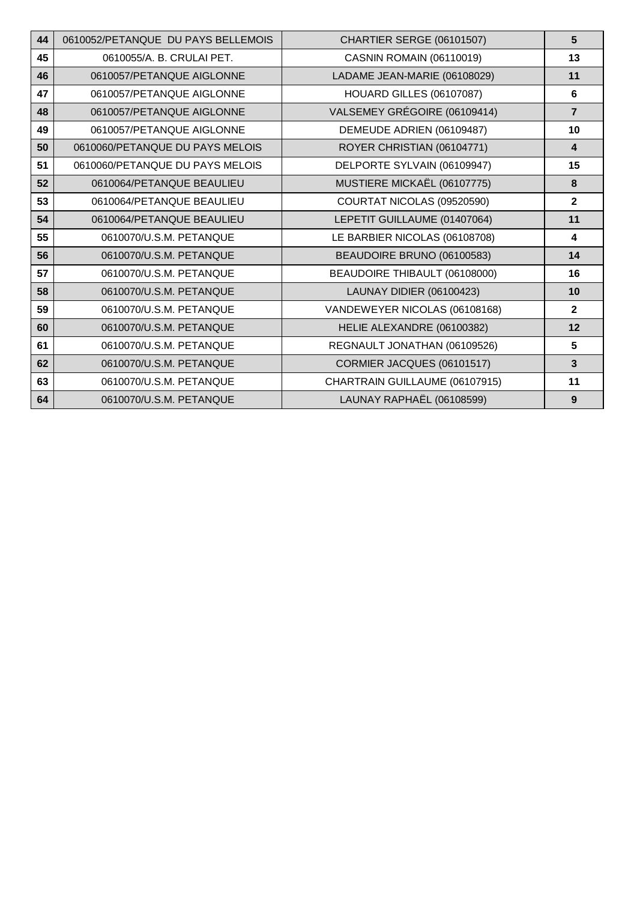| | | | |
|---|---|---|---|
| **44** | 0610052/PETANQUE DU PAYS BELLEMOIS | CHARTIER SERGE (06101507) | **5** |
| **45** | 0610055/A. B. CRULAI PET. | CASNIN ROMAIN (06110019) | **13** |
| **46** | 0610057/PETANQUE AIGLONNE | LADAME JEAN-MARIE (06108029) | **11** |
| **47** | 0610057/PETANQUE AIGLONNE | HOUARD GILLES (06107087) | **6** |
| **48** | 0610057/PETANQUE AIGLONNE | VALSEMEY GRÉGOIRE (06109414) | **7** |
| **49** | 0610057/PETANQUE AIGLONNE | DEMEUDE ADRIEN (06109487) | **10** |
| **50** | 0610060/PETANQUE DU PAYS MELOIS | ROYER CHRISTIAN (06104771) | **4** |
| **51** | 0610060/PETANQUE DU PAYS MELOIS | DELPORTE SYLVAIN (06109947) | **15** |
| **52** | 0610064/PETANQUE BEAULIEU | MUSTIERE MICKAËL (06107775) | **8** |
| **53** | 0610064/PETANQUE BEAULIEU | COURTAT NICOLAS (09520590) | **2** |
| **54** | 0610064/PETANQUE BEAULIEU | LEPETIT GUILLAUME (01407064) | **11** |
| **55** | 0610070/U.S.M. PETANQUE | LE BARBIER NICOLAS (06108708) | **4** |
| **56** | 0610070/U.S.M. PETANQUE | BEAUDOIRE BRUNO (06100583) | **14** |
| **57** | 0610070/U.S.M. PETANQUE | BEAUDOIRE THIBAULT (06108000) | **16** |
| **58** | 0610070/U.S.M. PETANQUE | LAUNAY DIDIER (06100423) | **10** |
| **59** | 0610070/U.S.M. PETANQUE | VANDEWEYER NICOLAS (06108168) | **2** |
| **60** | 0610070/U.S.M. PETANQUE | HELIE ALEXANDRE (06100382) | **12** |
| **61** | 0610070/U.S.M. PETANQUE | REGNAULT JONATHAN (06109526) | **5** |
| **62** | 0610070/U.S.M. PETANQUE | CORMIER JACQUES (06101517) | **3** |
| **63** | 0610070/U.S.M. PETANQUE | CHARTRAIN GUILLAUME (06107915) | **11** |
| **64** | 0610070/U.S.M. PETANQUE | LAUNAY RAPHAËL (06108599) | **9** |